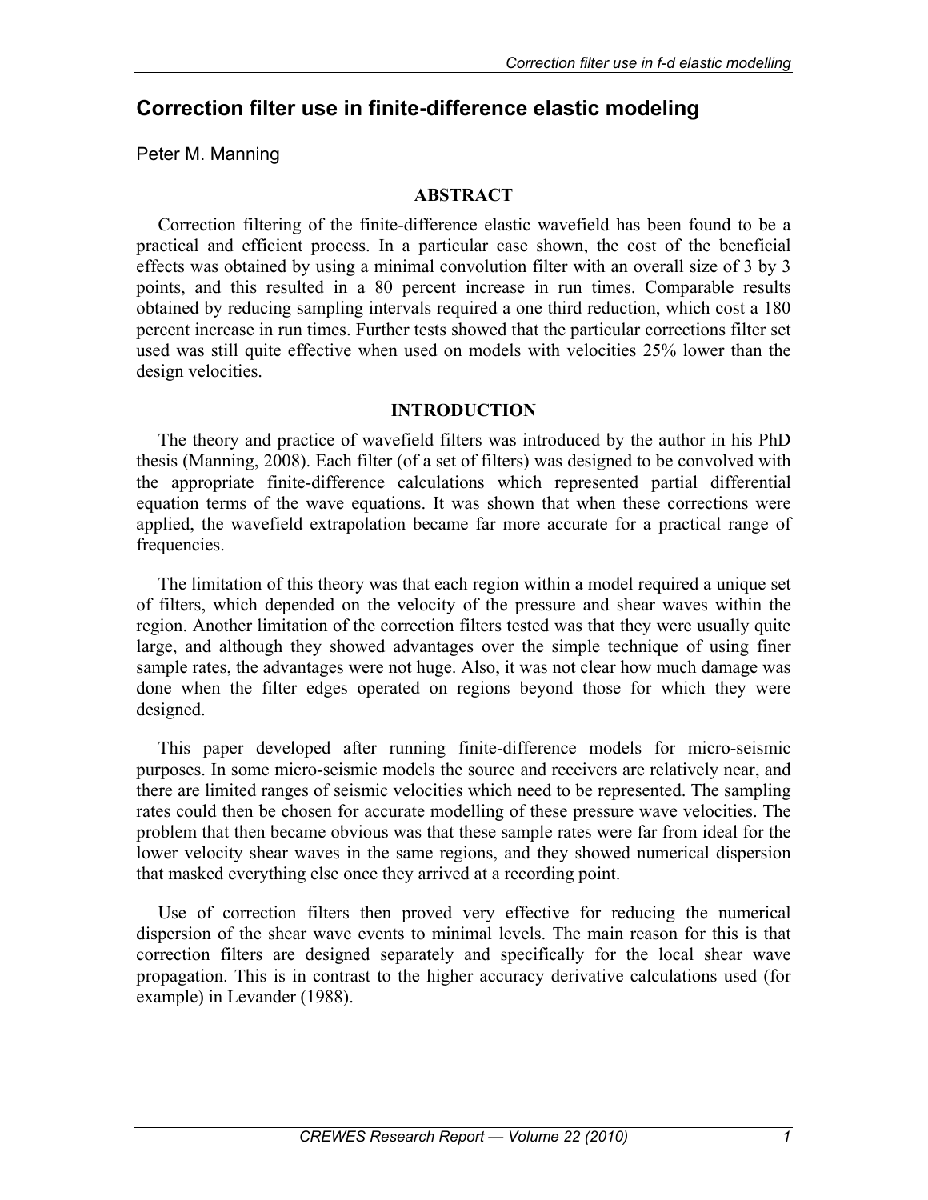# Correction filter use in finite-difference elastic modeling

Peter M. Manning

## ABSTRACT

Correction filtering of the finite-difference elastic wavefield has been found to be a practical and efficient process. In a particular case shown, the cost of the beneficial effects was obtained by using a minimal convolution filter with an overall size of 3 by 3 points, and this resulted in a 80 percent increase in run times. Comparable results obtained by reducing sampling intervals required a one third reduction, which cost a 180 percent increase in run times. Further tests showed that the particular corrections filter set used was still quite effective when used on models with velocities 25% lower than the design velocities.

## INTRODUCTION

The theory and practice of wavefield filters was introduced by the author in his PhD thesis (Manning, 2008). Each filter (of a set of filters) was designed to be convolved with the appropriate finite-difference calculations which represented partial differential equation terms of the wave equations. It was shown that when these corrections were applied, the wavefield extrapolation became far more accurate for a practical range of frequencies.

The limitation of this theory was that each region within a model required a unique set of filters, which depended on the velocity of the pressure and shear waves within the region. Another limitation of the correction filters tested was that they were usually quite large, and although they showed advantages over the simple technique of using finer sample rates, the advantages were not huge. Also, it was not clear how much damage was done when the filter edges operated on regions beyond those for which they were designed.

This paper developed after running finite-difference models for micro-seismic purposes. In some micro-seismic models the source and receivers are relatively near, and there are limited ranges of seismic velocities which need to be represented. The sampling rates could then be chosen for accurate modelling of these pressure wave velocities. The problem that then became obvious was that these sample rates were far from ideal for the lower velocity shear waves in the same regions, and they showed numerical dispersion that masked everything else once they arrived at a recording point.

Use of correction filters then proved very effective for reducing the numerical dispersion of the shear wave events to minimal levels. The main reason for this is that correction filters are designed separately and specifically for the local shear wave propagation. This is in contrast to the higher accuracy derivative calculations used (for example) in Levander (1988).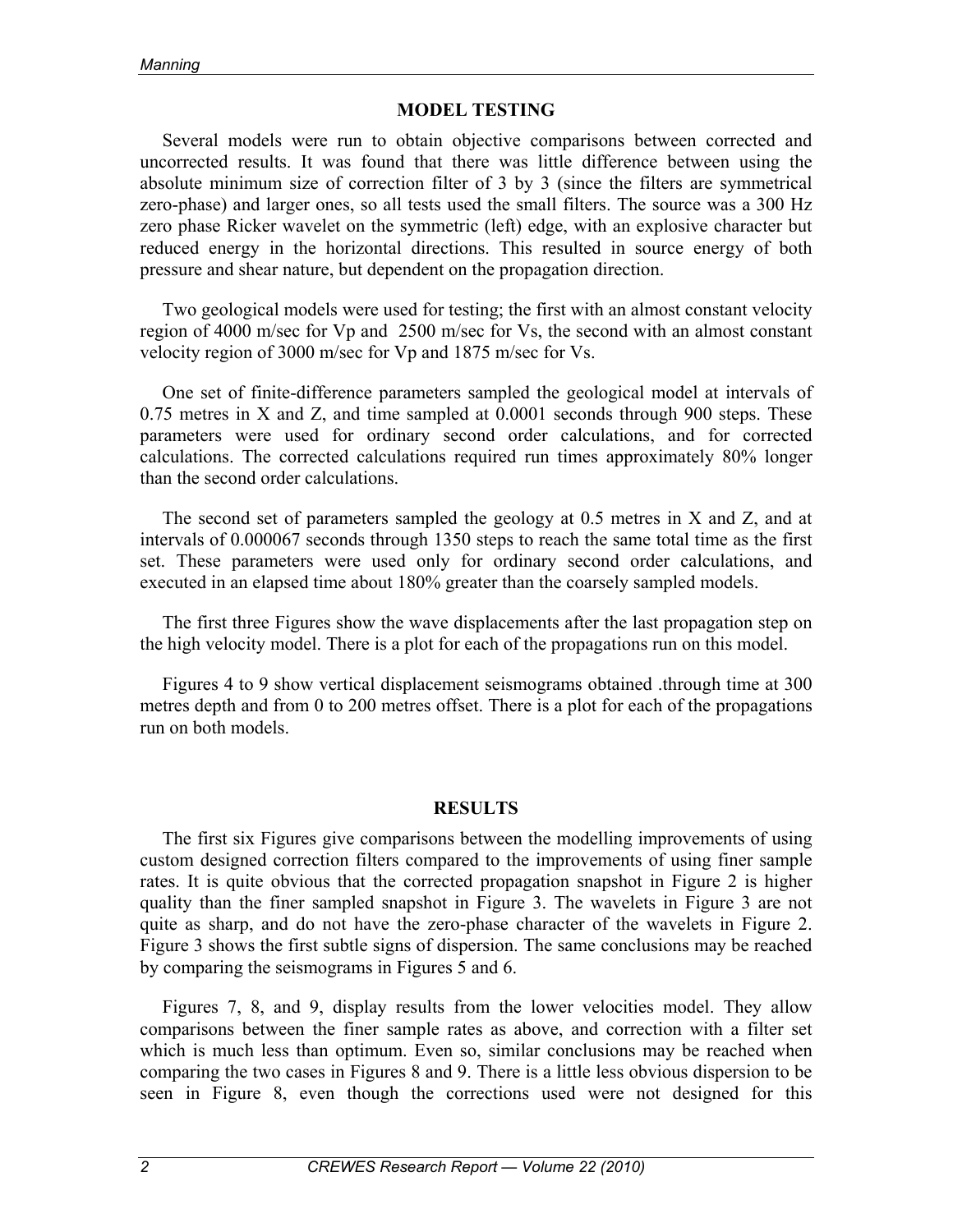## MODEL TESTING

Several models were run to obtain objective comparisons between corrected and uncorrected results. It was found that there was little difference between using the absolute minimum size of correction filter of 3 by 3 (since the filters are symmetrical zero-phase) and larger ones, so all tests used the small filters. The source was a 300 Hz zero phase Ricker wavelet on the symmetric (left) edge, with an explosive character but reduced energy in the horizontal directions. This resulted in source energy of both pressure and shear nature, but dependent on the propagation direction.

Two geological models were used for testing; the first with an almost constant velocity region of 4000 m/sec for Vp and 2500 m/sec for Vs, the second with an almost constant velocity region of 3000 m/sec for Vp and 1875 m/sec for Vs.

One set of finite-difference parameters sampled the geological model at intervals of 0.75 metres in X and Z, and time sampled at 0.0001 seconds through 900 steps. These parameters were used for ordinary second order calculations, and for corrected calculations. The corrected calculations required run times approximately 80% longer than the second order calculations.

The second set of parameters sampled the geology at 0.5 metres in X and Z, and at intervals of 0.000067 seconds through 1350 steps to reach the same total time as the first set. These parameters were used only for ordinary second order calculations, and executed in an elapsed time about 180% greater than the coarsely sampled models.

The first three Figures show the wave displacements after the last propagation step on the high velocity model. There is a plot for each of the propagations run on this model.

Figures 4 to 9 show vertical displacement seismograms obtained .through time at 300 metres depth and from 0 to 200 metres offset. There is a plot for each of the propagations run on both models.

## RESULTS

The first six Figures give comparisons between the modelling improvements of using custom designed correction filters compared to the improvements of using finer sample rates. It is quite obvious that the corrected propagation snapshot in Figure 2 is higher quality than the finer sampled snapshot in Figure 3. The wavelets in Figure 3 are not quite as sharp, and do not have the zero-phase character of the wavelets in Figure 2. Figure 3 shows the first subtle signs of dispersion. The same conclusions may be reached by comparing the seismograms in Figures 5 and 6.

Figures 7, 8, and 9, display results from the lower velocities model. They allow comparisons between the finer sample rates as above, and correction with a filter set which is much less than optimum. Even so, similar conclusions may be reached when comparing the two cases in Figures 8 and 9. There is a little less obvious dispersion to be seen in Figure 8, even though the corrections used were not designed for this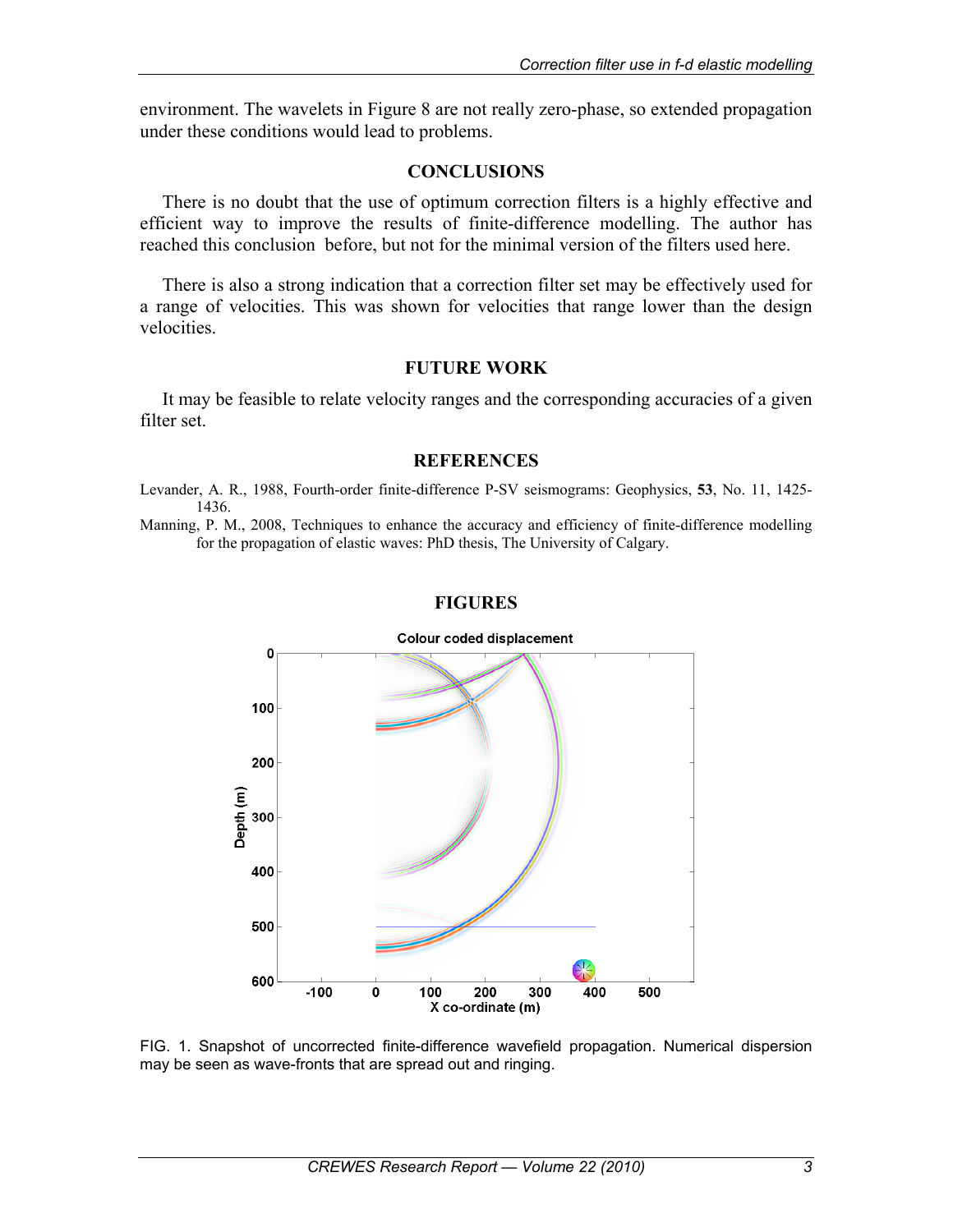environment. The wavelets in Figure 8 are not really zero-phase, so extended propagation under these conditions would lead to problems.

## CONCLUSIONS

There is no doubt that the use of optimum correction filters is a highly effective and efficient way to improve the results of finite-difference modelling. The author has reached this conclusion before, but not for the minimal version of the filters used here.

There is also a strong indication that a correction filter set may be effectively used for a range of velocities. This was shown for velocities that range lower than the design velocities.

## FUTURE WORK

It may be feasible to relate velocity ranges and the corresponding accuracies of a given filter set.

## REFERENCES

Levander, A. R., 1988, Fourth-order finite-difference P-SV seismograms: Geophysics, **53**, No. 11, 1425-1436.

Manning, P. M., 2008, Techniques to enhance the accuracy and efficiency of finite-difference modelling for the propagation of elastic waves: PhD thesis, The University of Calgary.

## FIGURES

FIG. 1. Snapshot of uncorrected finite-difference wavefield propagation. Numerical dispersion may be seen as wave-fronts that are spread out and ringing.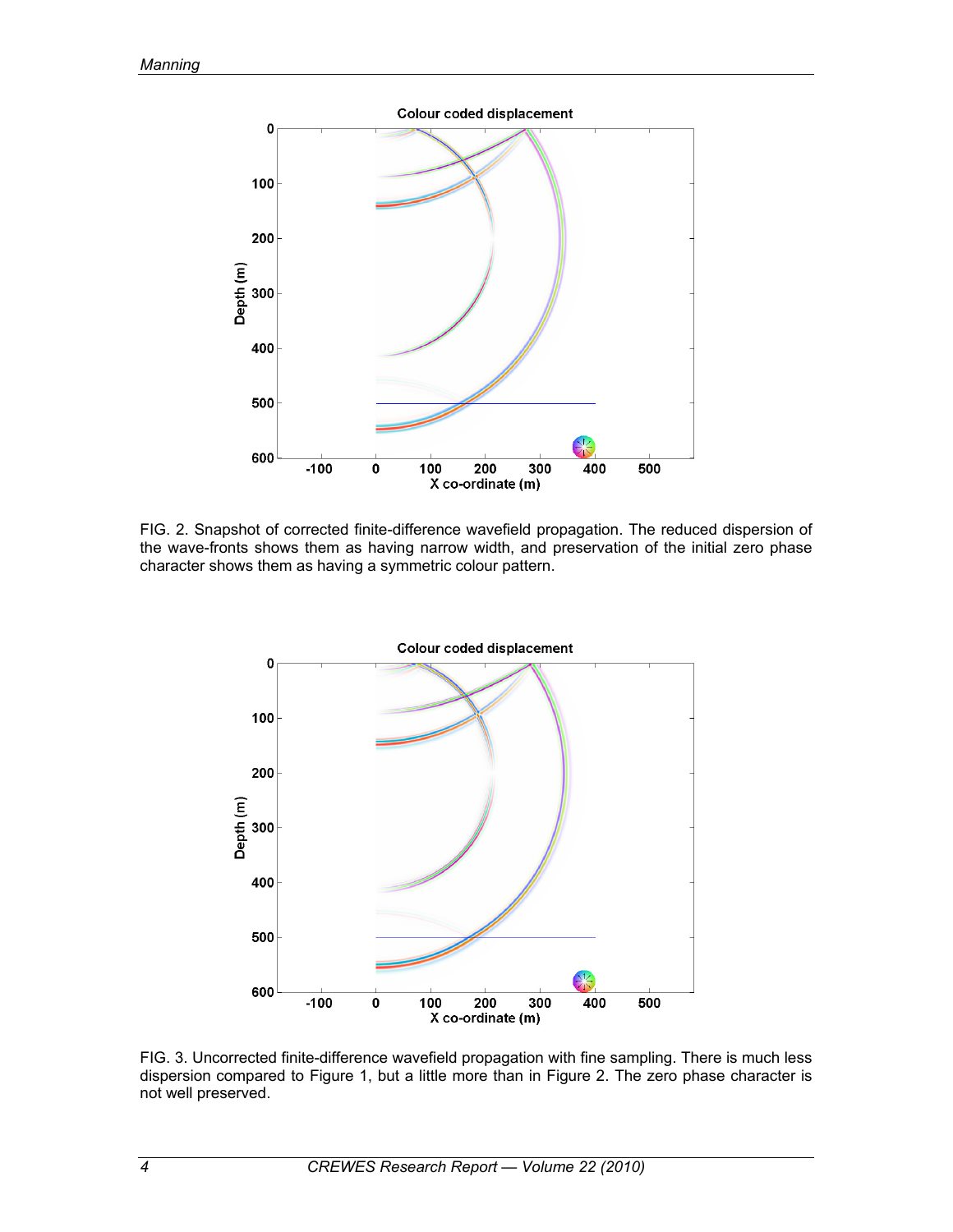FIG. 2. Snapshot of corrected finite-difference wavefield propagation. The reduced dispersion of the wave-fronts shows them as having narrow width, and preservation of the initial zero phase character shows them as having a symmetric colour pattern.

FIG. 3. Uncorrected finite-difference wavefield propagation with fine sampling. There is much less dispersion compared to Figure 1, but a little more than in Figure 2. The zero phase character is not well preserved.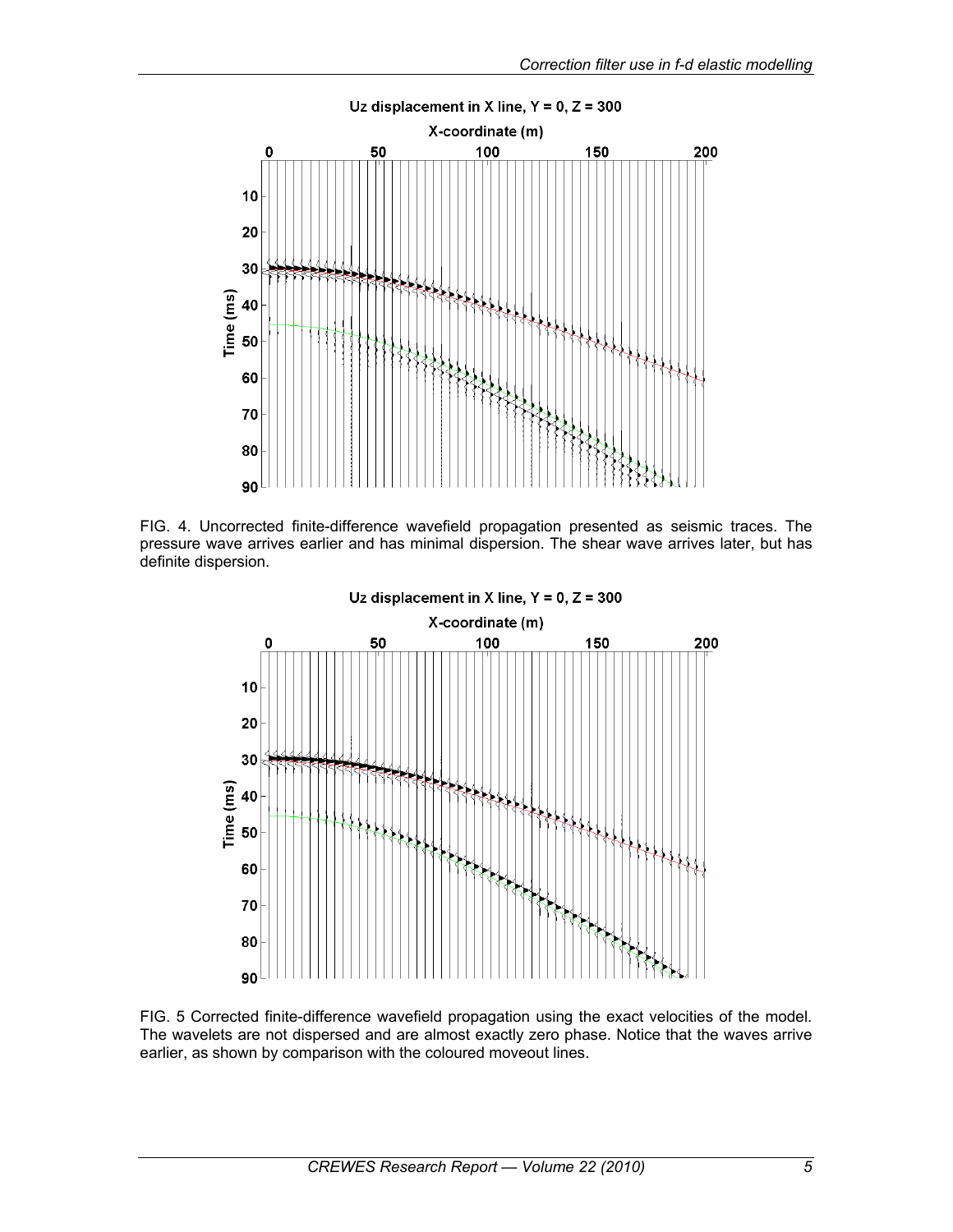FIG. 4. Uncorrected finite-difference wavefield propagation presented as seismic traces. The pressure wave arrives earlier and has minimal dispersion. The shear wave arrives later, but has definite dispersion.

FIG. 5 Corrected finite-difference wavefield propagation using the exact velocities of the model. The wavelets are not dispersed and are almost exactly zero phase. Notice that the waves arrive earlier, as shown by comparison with the coloured moveout lines.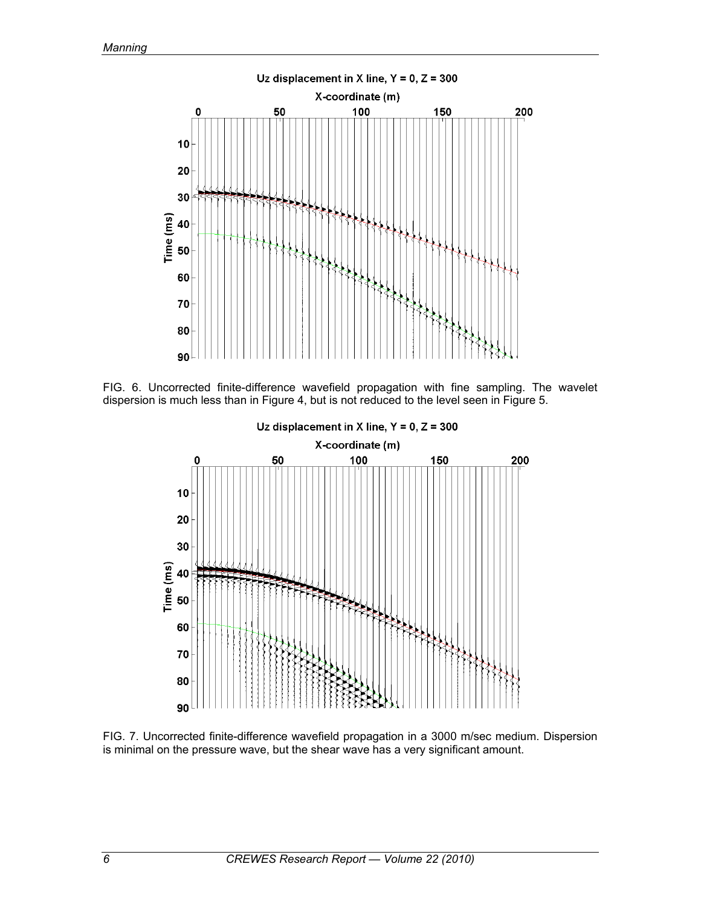FIG. 6. Uncorrected finite-difference wavefield propagation with fine sampling. The wavelet dispersion is much less than in Figure 4, but is not reduced to the level seen in Figure 5.

FIG. 7. Uncorrected finite-difference wavefield propagation in a 3000 m/sec medium. Dispersion is minimal on the pressure wave, but the shear wave has a very significant amount.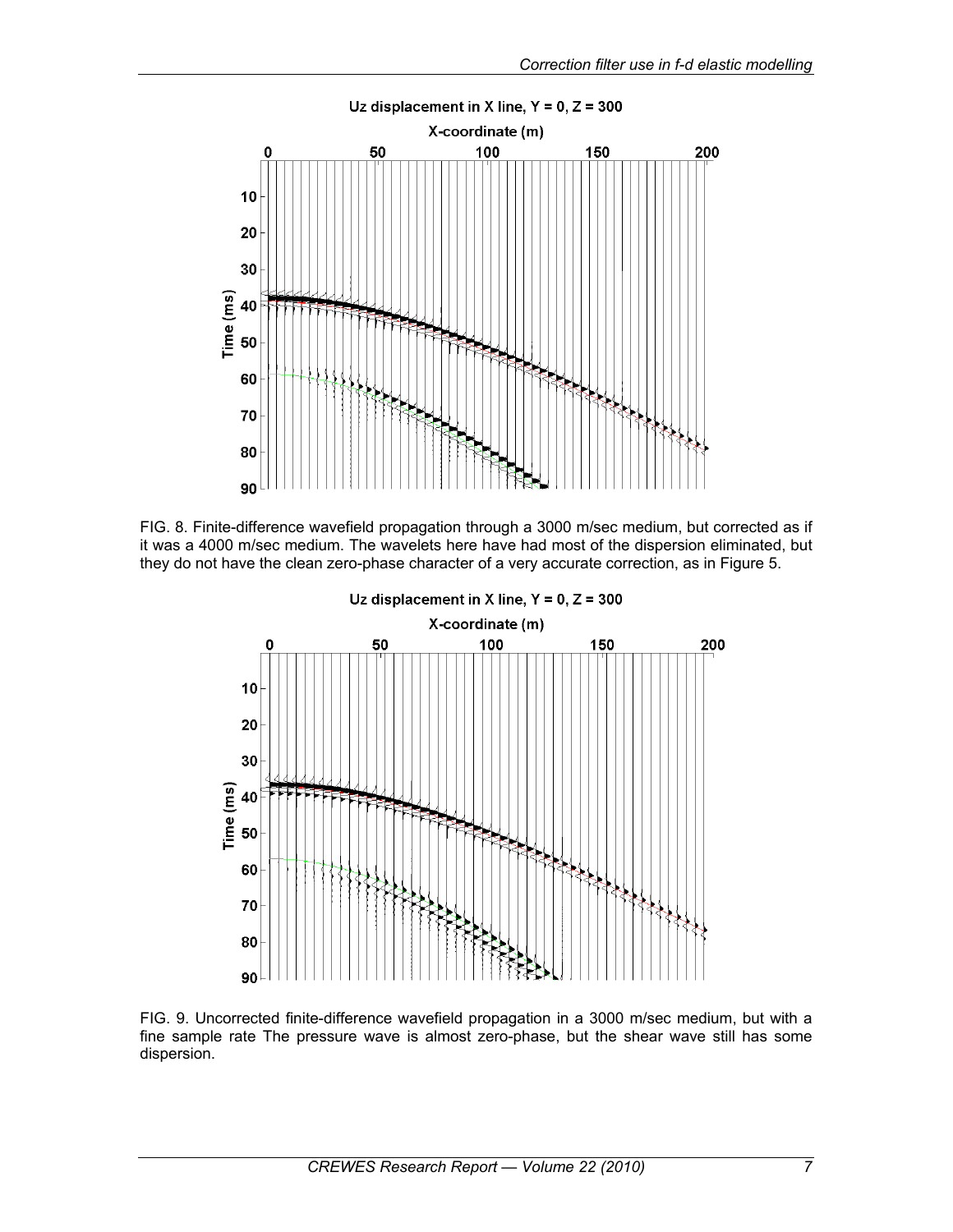Uz displacement in X line, Y = 0, Z = 300

X-coordinate (m)

0 50 100 150 200

Time (ms)

10 20 30 40 50 60 70 80 90

FIG. 8. Finite-difference wavefield propagation through a 3000 m/sec medium, but corrected as if it was a 4000 m/sec medium. The wavelets here have had most of the dispersion eliminated, but they do not have the clean zero-phase character of a very accurate correction, as in Figure 5.

Uz displacement in X line, Y = 0, Z = 300

X-coordinate (m)

0 50 100 150 200

Time (ms)

10 20 30 40 50 60 70 80 90

FIG. 9. Uncorrected finite-difference wavefield propagation in a 3000 m/sec medium, but with a fine sample rate The pressure wave is almost zero-phase, but the shear wave still has some dispersion.